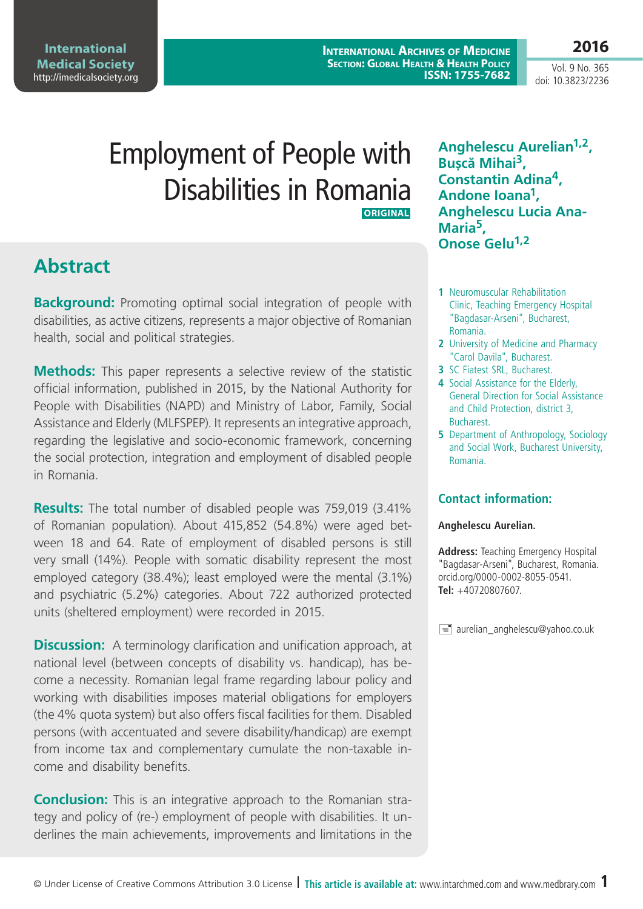# Employment of People with Disabilities in Romania

ORIGINAL

**Anghelescu Aurelian[1,2], Bușcă Mihai[3], Constantin Adina[4], Andone Ioana[1], Anghelescu Lucia Ana-Maria[5], Onose Gelu[1,2]**

1. Neuromuscular Rehabilitation Clinic, Teaching Emergency Hospital "Bagdasar-Arseni", Bucharest, Romania.
2. University of Medicine and Pharmacy "Carol Davila", Bucharest.
3. SC Fiatest SRL, Bucharest.
4. Social Assistance for the Elderly, General Direction for Social Assistance and Child Protection, district 3, Bucharest.
5. Department of Anthropology, Sociology and Social Work, Bucharest University, Romania.

**Contact information:**

**Anghelescu Aurelian.**

**Address:** Teaching Emergency Hospital "Bagdasar-Arseni", Bucharest, Romania. orcid.org/0000-0002-8055-0541.
**Tel:** +40720807607.

aurelian_anghelescu@yahoo.co.uk

## Abstract

**Background:** Promoting optimal social integration of people with disabilities, as active citizens, represents a major objective of Romanian health, social and political strategies.

**Methods:** This paper represents a selective review of the statistic official information, published in 2015, by the National Authority for People with Disabilities (NAPD) and Ministry of Labor, Family, Social Assistance and Elderly (MLFSPEP). It represents an integrative approach, regarding the legislative and socio-economic framework, concerning the social protection, integration and employment of disabled people in Romania.

**Results:** The total number of disabled people was 759,019 (3.41% of Romanian population). About 415,852 (54.8%) were aged between 18 and 64. Rate of employment of disabled persons is still very small (14%). People with somatic disability represent the most employed category (38.4%); least employed were the mental (3.1%) and psychiatric (5.2%) categories. About 722 authorized protected units (sheltered employment) were recorded in 2015.

**Discussion:** A terminology clarification and unification approach, at national level (between concepts of disability vs. handicap), has become a necessity. Romanian legal frame regarding labour policy and working with disabilities imposes material obligations for employers (the 4% quota system) but also offers fiscal facilities for them. Disabled persons (with accentuated and severe disability/handicap) are exempt from income tax and complementary cumulate the non-taxable income and disability benefits.

**Conclusion:** This is an integrative approach to the Romanian strategy and policy of (re-) employment of people with disabilities. It underlines the main achievements, improvements and limitations in the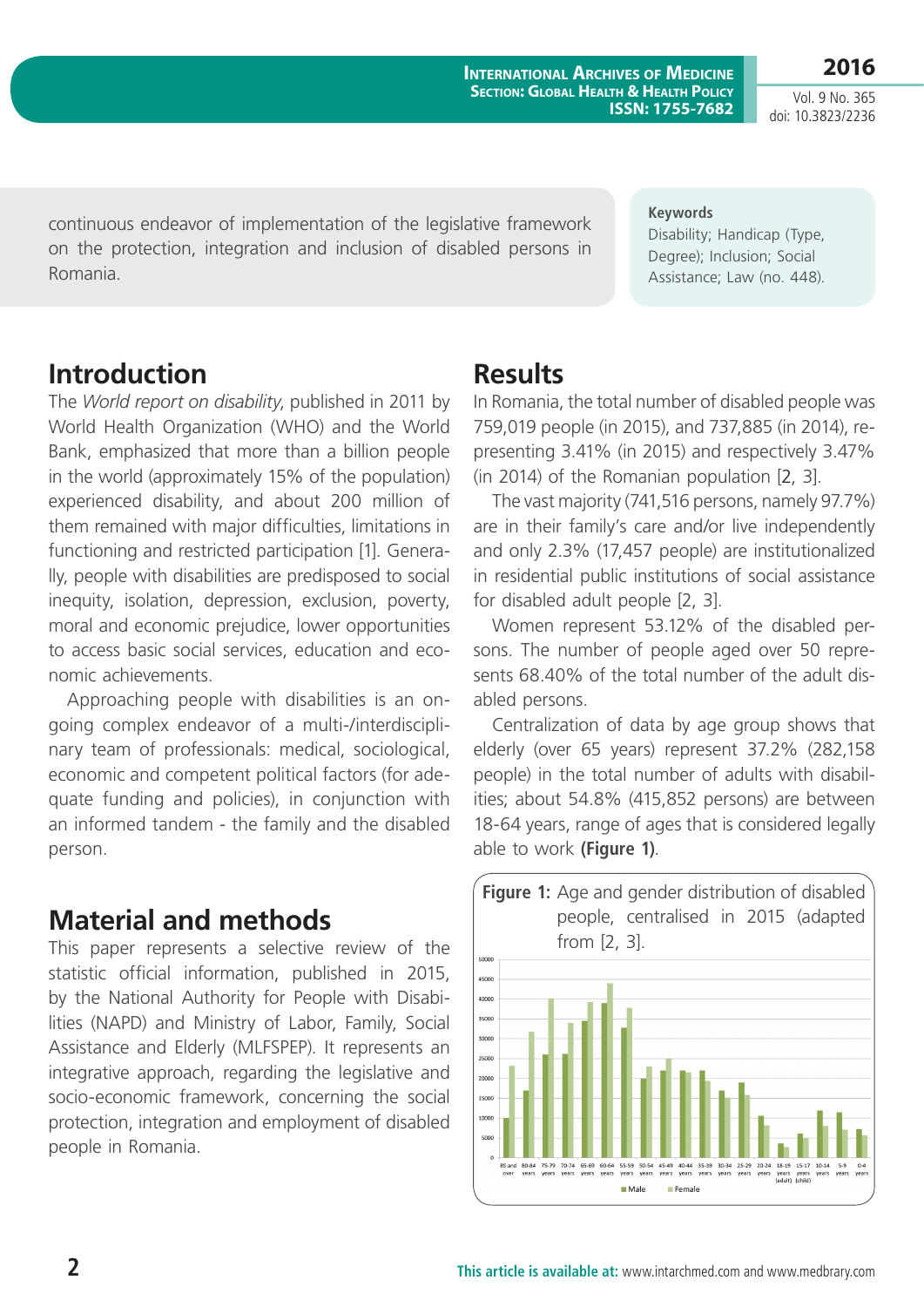continuous endeavor of implementation of the legislative framework on the protection, integration and inclusion of disabled persons in Romania.

**Keywords**

Disability; Handicap (Type, Degree); Inclusion; Social Assistance; Law (no. 448).

## Introduction

The *World report on disability*, published in 2011 by World Health Organization (WHO) and the World Bank, emphasized that more than a billion people in the world (approximately 15% of the population) experienced disability, and about 200 million of them remained with major difficulties, limitations in functioning and restricted participation [1]. Generally, people with disabilities are predisposed to social inequity, isolation, depression, exclusion, poverty, moral and economic prejudice, lower opportunities to access basic social services, education and economic achievements.

Approaching people with disabilities is an ongoing complex endeavor of a multi-/interdisciplinary team of professionals: medical, sociological, economic and competent political factors (for adequate funding and policies), in conjunction with an informed tandem - the family and the disabled person.

## Material and methods

This paper represents a selective review of the statistic official information, published in 2015, by the National Authority for People with Disabilities (NAPD) and Ministry of Labor, Family, Social Assistance and Elderly (MLFSPEP). It represents an integrative approach, regarding the legislative and socio-economic framework, concerning the social protection, integration and employment of disabled people in Romania.

## Results

In Romania, the total number of disabled people was 759,019 people (in 2015), and 737,885 (in 2014), representing 3.41% (in 2015) and respectively 3.47% (in 2014) of the Romanian population [2, 3].

The vast majority (741,516 persons, namely 97.7%) are in their family's care and/or live independently and only 2.3% (17,457 people) are institutionalized in residential public institutions of social assistance for disabled adult people [2, 3].

Women represent 53.12% of the disabled persons. The number of people aged over 50 represents 68.40% of the total number of the adult disabled persons.

Centralization of data by age group shows that elderly (over 65 years) represent 37.2% (282,158 people) in the total number of adults with disabilities; about 54.8% (415,852 persons) are between 18-64 years, range of ages that is considered legally able to work **(Figure 1)**.

**Figure 1:** Age and gender distribution of disabled people, centralised in 2015 (adapted from [2, 3].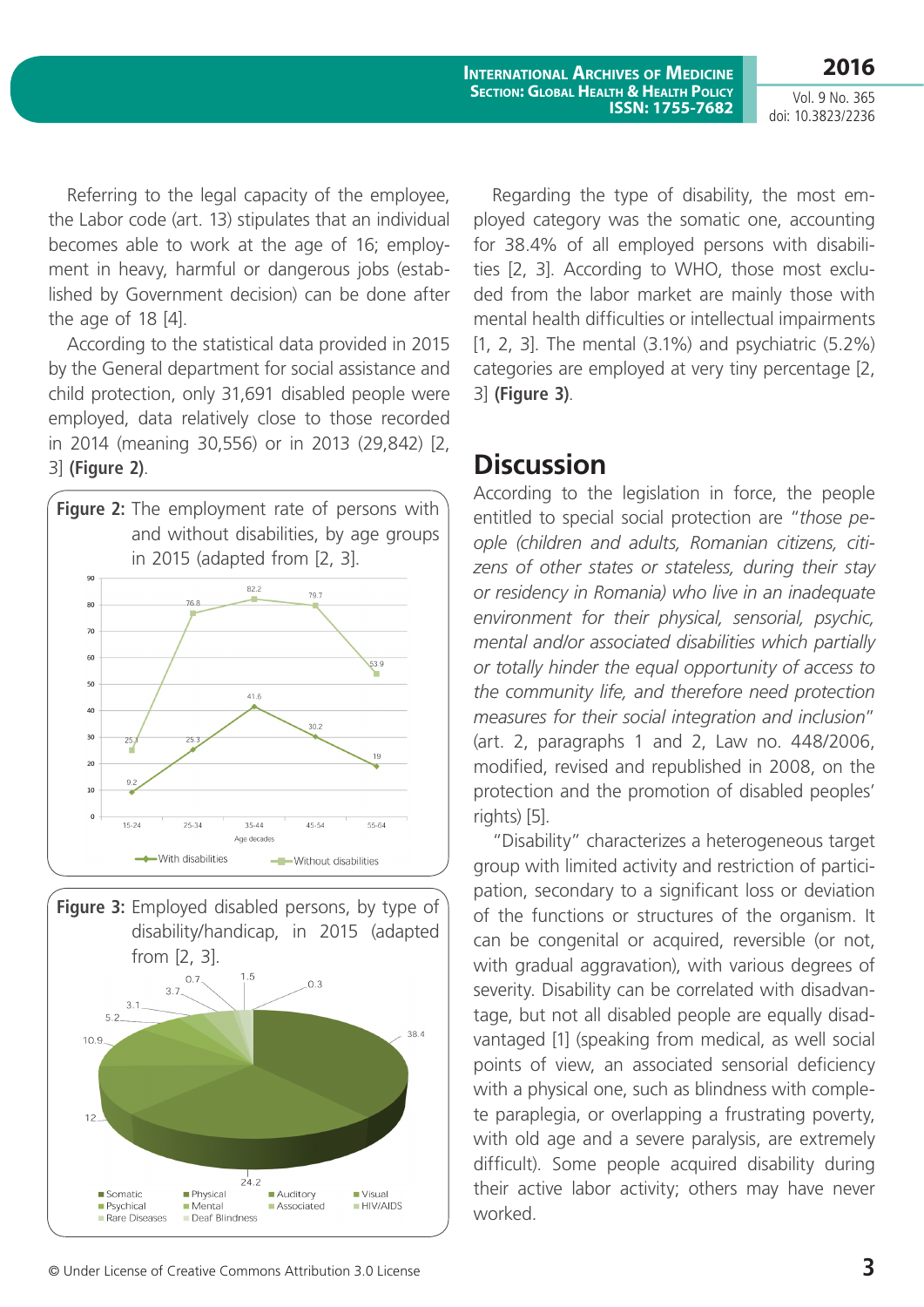Referring to the legal capacity of the employee, the Labor code (art. 13) stipulates that an individual becomes able to work at the age of 16; employment in heavy, harmful or dangerous jobs (established by Government decision) can be done after the age of 18 [4].

According to the statistical data provided in 2015 by the General department for social assistance and child protection, only 31,691 disabled people were employed, data relatively close to those recorded in 2014 (meaning 30,556) or in 2013 (29,842) [2, 3] **(Figure 2)**.

**Figure 2:** The employment rate of persons with and without disabilities, by age groups in 2015 (adapted from [2, 3].

**Figure 3:** Employed disabled persons, by type of disability/handicap, in 2015 (adapted from [2, 3].

Regarding the type of disability, the most employed category was the somatic one, accounting for 38.4% of all employed persons with disabilities [2, 3]. According to WHO, those most excluded from the labor market are mainly those with mental health difficulties or intellectual impairments [1, 2, 3]. The mental (3.1%) and psychiatric (5.2%) categories are employed at very tiny percentage [2, 3] **(Figure 3)**.

## Discussion

According to the legislation in force, the people entitled to special social protection are "*those people (children and adults, Romanian citizens, citizens of other states or stateless, during their stay or residency in Romania) who live in an inadequate environment for their physical, sensorial, psychic, mental and/or associated disabilities which partially or totally hinder the equal opportunity of access to the community life, and therefore need protection measures for their social integration and inclusion*" (art. 2, paragraphs 1 and 2, Law no. 448/2006, modified, revised and republished in 2008, on the protection and the promotion of disabled peoples' rights) [5].

"Disability" characterizes a heterogeneous target group with limited activity and restriction of participation, secondary to a significant loss or deviation of the functions or structures of the organism. It can be congenital or acquired, reversible (or not, with gradual aggravation), with various degrees of severity. Disability can be correlated with disadvantage, but not all disabled people are equally disadvantaged [1] (speaking from medical, as well social points of view, an associated sensorial deficiency with a physical one, such as blindness with complete paraplegia, or overlapping a frustrating poverty, with old age and a severe paralysis, are extremely difficult). Some people acquired disability during their active labor activity; others may have never worked.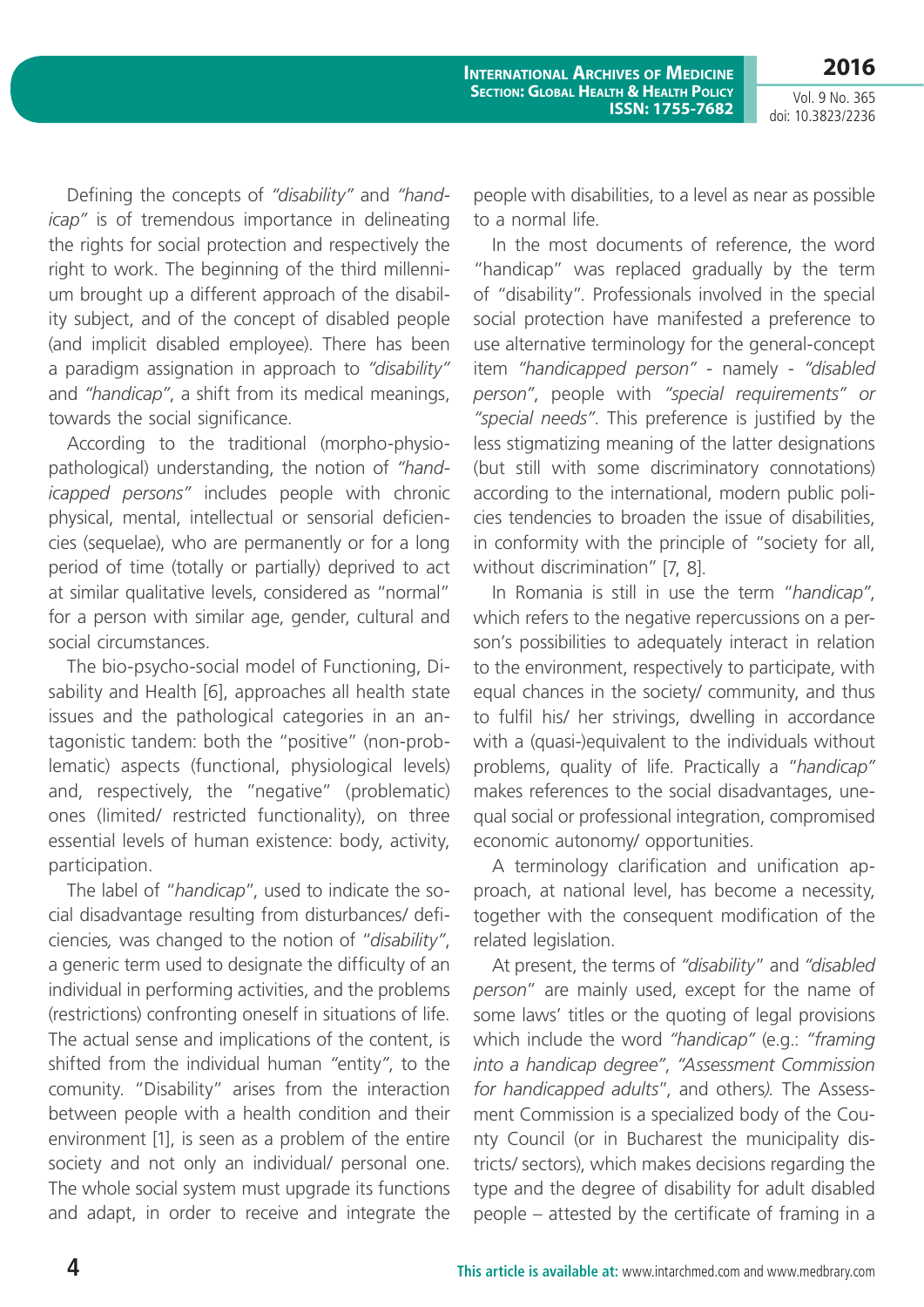Defining the concepts of *"disability"* and *"handicap"* is of tremendous importance in delineating the rights for social protection and respectively the right to work. The beginning of the third millennium brought up a different approach of the disability subject, and of the concept of disabled people (and implicit disabled employee). There has been a paradigm assignation in approach to *"disability"* and *"handicap"*, a shift from its medical meanings, towards the social significance.

According to the traditional (morpho-physio-pathological) understanding, the notion of *"handicapped persons"* includes people with chronic physical, mental, intellectual or sensorial deficiencies (sequelae), who are permanently or for a long period of time (totally or partially) deprived to act at similar qualitative levels, considered as "normal" for a person with similar age, gender, cultural and social circumstances.

The bio-psycho-social model of Functioning, Disability and Health [6], approaches all health state issues and the pathological categories in an antagonistic tandem: both the "positive" (non-problematic) aspects (functional, physiological levels) and, respectively, the "negative" (problematic) ones (limited/ restricted functionality), on three essential levels of human existence: body, activity, participation.

The label of "*handicap*", used to indicate the social disadvantage resulting from disturbances/ deficiencies*,* was changed to the notion of "*disability*", a generic term used to designate the difficulty of an individual in performing activities, and the problems (restrictions) confronting oneself in situations of life. The actual sense and implications of the content, is shifted from the individual human *"entity"*, to the comunity. "Disability" arises from the interaction between people with a health condition and their environment [1], is seen as a problem of the entire society and not only an individual/ personal one. The whole social system must upgrade its functions and adapt, in order to receive and integrate the people with disabilities, to a level as near as possible to a normal life.

In the most documents of reference, the word "handicap" was replaced gradually by the term of "disability". Professionals involved in the special social protection have manifested a preference to use alternative terminology for the general-concept item *"handicapped person"* - namely - *"disabled person"*, people with *"special requirements" or "special needs"*. This preference is justified by the less stigmatizing meaning of the latter designations (but still with some discriminatory connotations) according to the international, modern public policies tendencies to broaden the issue of disabilities, in conformity with the principle of "society for all, without discrimination" [7, 8].

In Romania is still in use the term "*handicap*", which refers to the negative repercussions on a person's possibilities to adequately interact in relation to the environment, respectively to participate, with equal chances in the society/ community, and thus to fulfil his/ her strivings, dwelling in accordance with a (quasi-)equivalent to the individuals without problems, quality of life. Practically a "*handicap*" makes references to the social disadvantages, unequal social or professional integration, compromised economic autonomy/ opportunities.

A terminology clarification and unification approach, at national level, has become a necessity, together with the consequent modification of the related legislation.

At present, the terms of *"disability*" and *"disabled person*" are mainly used, except for the name of some laws' titles or the quoting of legal provisions which include the word *"handicap"* (e.g.: *"framing into a handicap degree"*, *"Assessment Commission for handicapped adults*", and others*).* The Assessment Commission is a specialized body of the County Council (or in Bucharest the municipality districts/ sectors), which makes decisions regarding the type and the degree of disability for adult disabled people – attested by the certificate of framing in a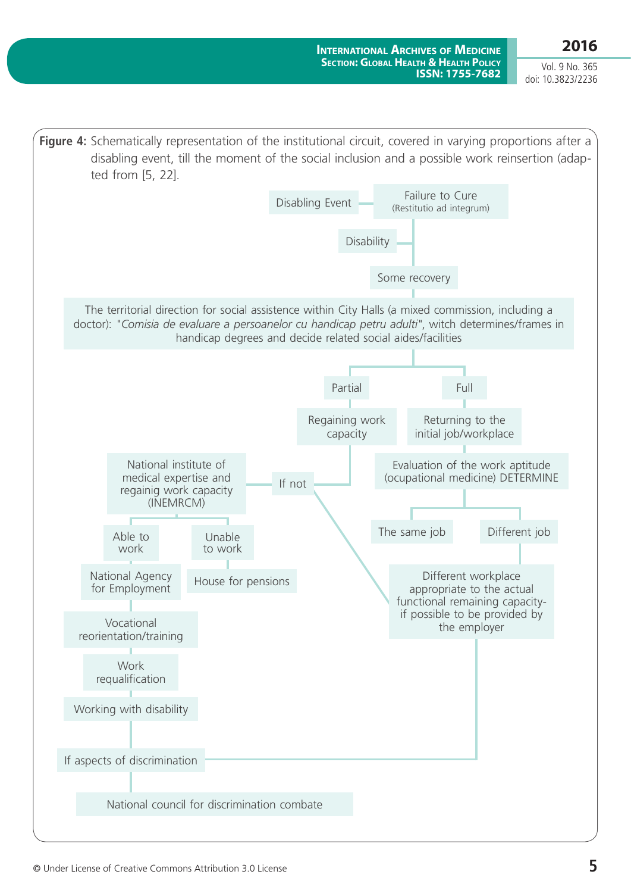**Figure 4:** Schematically representation of the institutional circuit, covered in varying proportions after a disabling event, till the moment of the social inclusion and a possible work reinsertion (adapted from [5, 22].

Disabling Event

Failure to Cure (Restitutio ad integrum)

Disability

Some recovery

The territorial direction for social assistence within City Halls (a mixed commission, including a doctor): "*Comisia de evaluare a persoanelor cu handicap petru adulti*", witch determines/frames in handicap degrees and decide related social aides/facilities

Partial

Full

Regaining work capacity

Returning to the initial job/workplace

National institute of medical expertise and regainig work capacity (INEMRCM)

If not

Evaluation of the work aptitude (ocupational medicine) DETERMINE

Able to work

Unable to work

The same job

Different job

National Agency for Employment

House for pensions

Different workplace appropriate to the actual functional remaining capacity- if possible to be provided by the employer

Vocational reorientation/training

Work requalification

Working with disability

If aspects of discrimination

National council for discrimination combate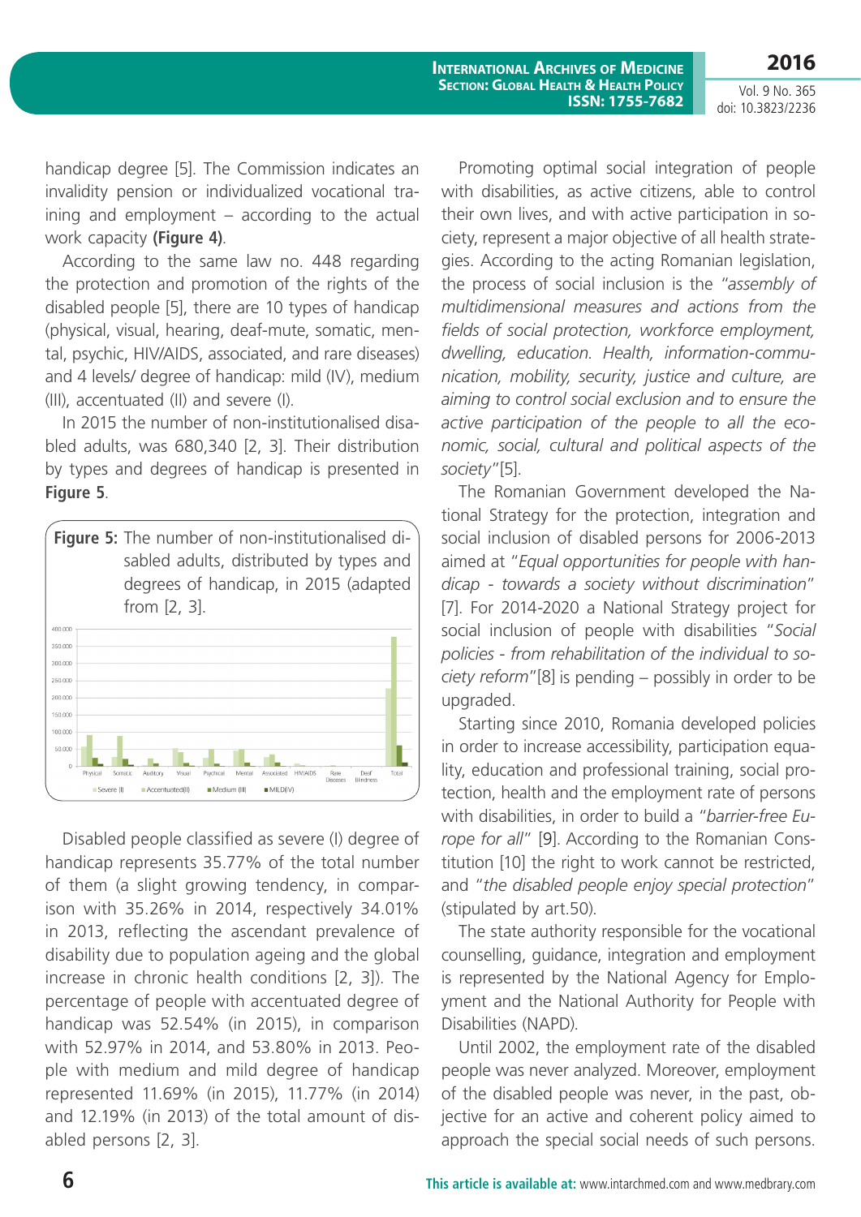handicap degree [5]. The Commission indicates an invalidity pension or individualized vocational training and employment – according to the actual work capacity **(Figure 4)**.

According to the same law no. 448 regarding the protection and promotion of the rights of the disabled people [5], there are 10 types of handicap (physical, visual, hearing, deaf-mute, somatic, mental, psychic, HIV/AIDS, associated, and rare diseases) and 4 levels/ degree of handicap: mild (IV), medium (III), accentuated (II) and severe (I).

In 2015 the number of non-institutionalised disabled adults, was 680,340 [2, 3]. Their distribution by types and degrees of handicap is presented in **Figure 5**.

**Figure 5:** The number of non-institutionalised disabled adults, distributed by types and degrees of handicap, in 2015 (adapted from [2, 3].

Disabled people classified as severe (I) degree of handicap represents 35.77% of the total number of them (a slight growing tendency, in comparison with 35.26% in 2014, respectively 34.01% in 2013, reflecting the ascendant prevalence of disability due to population ageing and the global increase in chronic health conditions [2, 3]). The percentage of people with accentuated degree of handicap was 52.54% (in 2015), in comparison with 52.97% in 2014, and 53.80% in 2013. People with medium and mild degree of handicap represented 11.69% (in 2015), 11.77% (in 2014) and 12.19% (in 2013) of the total amount of disabled persons [2, 3].

Promoting optimal social integration of people with disabilities, as active citizens, able to control their own lives, and with active participation in society, represent a major objective of all health strategies. According to the acting Romanian legislation, the process of social inclusion is the "*assembly of multidimensional measures and actions from the fields of social protection, workforce employment, dwelling, education. Health, information-communication, mobility, security, justice and culture, are aiming to control social exclusion and to ensure the active participation of the people to all the economic, social, cultural and political aspects of the society*"[5].

The Romanian Government developed the National Strategy for the protection, integration and social inclusion of disabled persons for 2006-2013 aimed at "*Equal opportunities for people with handicap - towards a society without discrimination*" [7]. For 2014-2020 a National Strategy project for social inclusion of people with disabilities "*Social policies - from rehabilitation of the individual to society reform*"[8] is pending – possibly in order to be upgraded.

Starting since 2010, Romania developed policies in order to increase accessibility, participation equality, education and professional training, social protection, health and the employment rate of persons with disabilities, in order to build a "*barrier-free Europe for all*" [9]. According to the Romanian Constitution [10] the right to work cannot be restricted, and "*the disabled people enjoy special protection*" (stipulated by art.50).

The state authority responsible for the vocational counselling, guidance, integration and employment is represented by the National Agency for Employment and the National Authority for People with Disabilities (NAPD).

Until 2002, the employment rate of the disabled people was never analyzed. Moreover, employment of the disabled people was never, in the past, objective for an active and coherent policy aimed to approach the special social needs of such persons.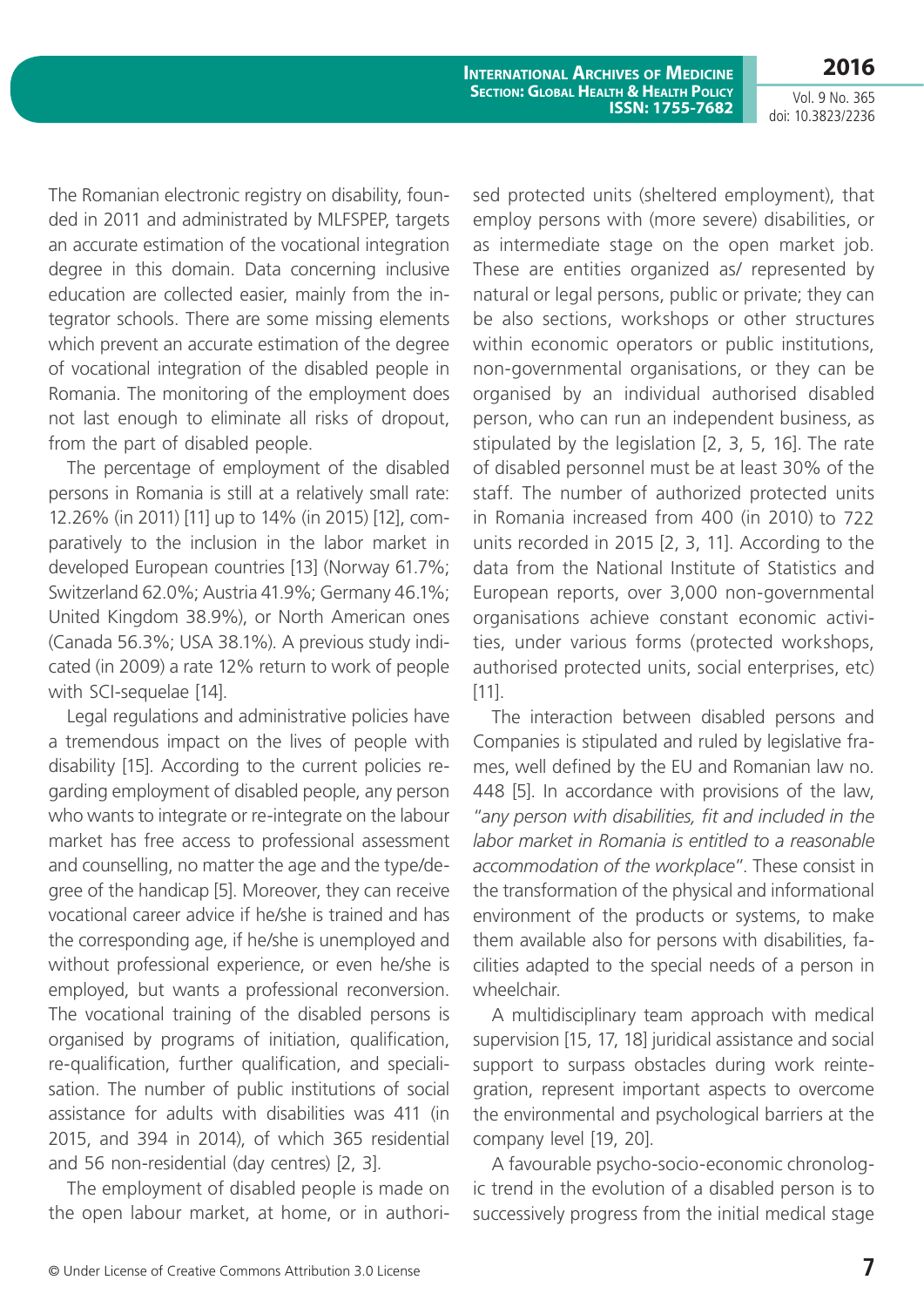The Romanian electronic registry on disability, founded in 2011 and administrated by MLFSPEP, targets an accurate estimation of the vocational integration degree in this domain. Data concerning inclusive education are collected easier, mainly from the integrator schools. There are some missing elements which prevent an accurate estimation of the degree of vocational integration of the disabled people in Romania. The monitoring of the employment does not last enough to eliminate all risks of dropout, from the part of disabled people.

The percentage of employment of the disabled persons in Romania is still at a relatively small rate: 12.26% (in 2011) [11] up to 14% (in 2015) [12], comparatively to the inclusion in the labor market in developed European countries [13] (Norway 61.7%; Switzerland 62.0%; Austria 41.9%; Germany 46.1%; United Kingdom 38.9%), or North American ones (Canada 56.3%; USA 38.1%). A previous study indicated (in 2009) a rate 12% return to work of people with SCI-sequelae [14].

Legal regulations and administrative policies have a tremendous impact on the lives of people with disability [15]. According to the current policies regarding employment of disabled people, any person who wants to integrate or re-integrate on the labour market has free access to professional assessment and counselling, no matter the age and the type/degree of the handicap [5]. Moreover, they can receive vocational career advice if he/she is trained and has the corresponding age, if he/she is unemployed and without professional experience, or even he/she is employed, but wants a professional reconversion. The vocational training of the disabled persons is organised by programs of initiation, qualification, re-qualification, further qualification, and specialisation. The number of public institutions of social assistance for adults with disabilities was 411 (in 2015, and 394 in 2014), of which 365 residential and 56 non-residential (day centres) [2, 3].

The employment of disabled people is made on the open labour market, at home, or in authorised protected units (sheltered employment), that employ persons with (more severe) disabilities, or as intermediate stage on the open market job. These are entities organized as/ represented by natural or legal persons, public or private; they can be also sections, workshops or other structures within economic operators or public institutions, non-governmental organisations, or they can be organised by an individual authorised disabled person, who can run an independent business, as stipulated by the legislation [2, 3, 5, 16]. The rate of disabled personnel must be at least 30% of the staff. The number of authorized protected units in Romania increased from 400 (in 2010) to 722 units recorded in 2015 [2, 3, 11]. According to the data from the National Institute of Statistics and European reports, over 3,000 non-governmental organisations achieve constant economic activities, under various forms (protected workshops, authorised protected units, social enterprises, etc) [11].

The interaction between disabled persons and Companies is stipulated and ruled by legislative frames, well defined by the EU and Romanian law no. 448 [5]. In accordance with provisions of the law, "*any person with disabilities, fit and included in the labor market in Romania is entitled to a reasonable accommodation of the workplace*". These consist in the transformation of the physical and informational environment of the products or systems, to make them available also for persons with disabilities, facilities adapted to the special needs of a person in wheelchair.

A multidisciplinary team approach with medical supervision [15, 17, 18] juridical assistance and social support to surpass obstacles during work reintegration, represent important aspects to overcome the environmental and psychological barriers at the company level [19, 20].

A favourable psycho-socio-economic chronologic trend in the evolution of a disabled person is to successively progress from the initial medical stage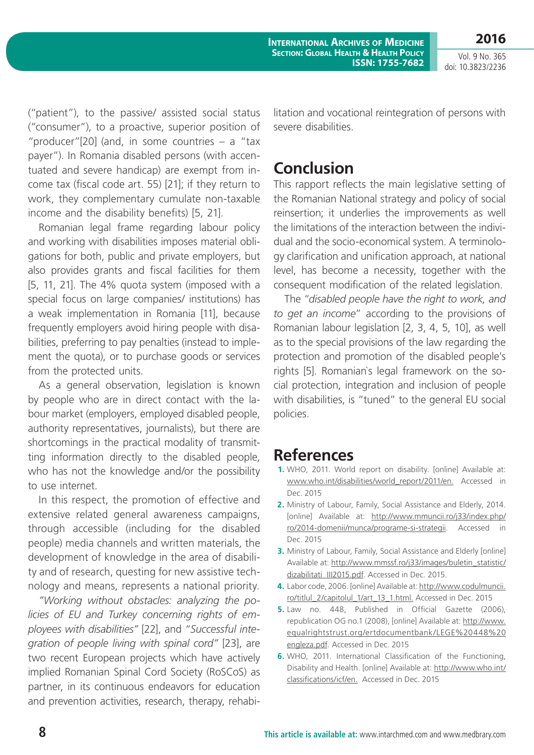("patient"), to the passive/ assisted social status ("consumer"), to a proactive, superior position of "producer"[20] (and, in some countries – a "tax payer"). In Romania disabled persons (with accentuated and severe handicap) are exempt from income tax (fiscal code art. 55) [21]; if they return to work, they complementary cumulate non-taxable income and the disability benefits) [5, 21].

Romanian legal frame regarding labour policy and working with disabilities imposes material obligations for both, public and private employers, but also provides grants and fiscal facilities for them [5, 11, 21]. The 4% quota system (imposed with a special focus on large companies/ institutions) has a weak implementation in Romania [11], because frequently employers avoid hiring people with disabilities, preferring to pay penalties (instead to implement the quota), or to purchase goods or services from the protected units.

As a general observation, legislation is known by people who are in direct contact with the labour market (employers, employed disabled people, authority representatives, journalists), but there are shortcomings in the practical modality of transmitting information directly to the disabled people, who has not the knowledge and/or the possibility to use internet.

In this respect, the promotion of effective and extensive related general awareness campaigns, through accessible (including for the disabled people) media channels and written materials, the development of knowledge in the area of disability and of research, questing for new assistive technology and means, represents a national priority.

*"Working without obstacles: analyzing the policies of EU and Turkey concerning rights of employees with disabilities"* [22], and "*Successful integration of people living with spinal cord"* [23], are two recent European projects which have actively implied Romanian Spinal Cord Society (RoSCoS) as partner, in its continuous endeavors for education and prevention activities, research, therapy, rehabilitation and vocational reintegration of persons with severe disabilities.

## Conclusion

This rapport reflects the main legislative setting of the Romanian National strategy and policy of social reinsertion; it underlies the improvements as well the limitations of the interaction between the individual and the socio-economical system. A terminology clarification and unification approach, at national level, has become a necessity, together with the consequent modification of the related legislation.

The "*disabled people have the right to work, and to get an income*" according to the provisions of Romanian labour legislation [2, 3, 4, 5, 10], as well as to the special provisions of the law regarding the protection and promotion of the disabled people's rights [5]. Romanian`s legal framework on the social protection, integration and inclusion of people with disabilities, is "tuned" to the general EU social policies.

## References

1. WHO, 2011. World report on disability. [online] Available at: www.who.int/disabilities/world_report/2011/en. Accessed in Dec. 2015
2. Ministry of Labour, Family, Social Assistance and Elderly, 2014. [online] Available at: http://www.mmuncii.ro/j33/index.php/ro/2014-domenii/munca/programe-si-strategii. Accessed in Dec. 2015
3. Ministry of Labour, Family, Social Assistance and Elderly [online] Available at: http://www.mmssf.ro/j33/images/buletin_statistic/dizabilitati_III2015.pdf. Accessed in Dec. 2015.
4. Labor code, 2006. [online] Available at: http://www.codulmuncii.ro/titlul_2/capitolul_1/art_13_1.html. Accessed in Dec. 2015
5. Law no. 448, Published in Official Gazette (2006), republication OG no.1 (2008), [online] Available at: http://www.equalrightstrust.org/ertdocumentbank/LEGE%20448%20engleza.pdf. Accessed in Dec. 2015
6. WHO, 2011. International Classification of the Functioning, Disability and Health. [online] Available at: http://www.who.int/classifications/icf/en. Accessed in Dec. 2015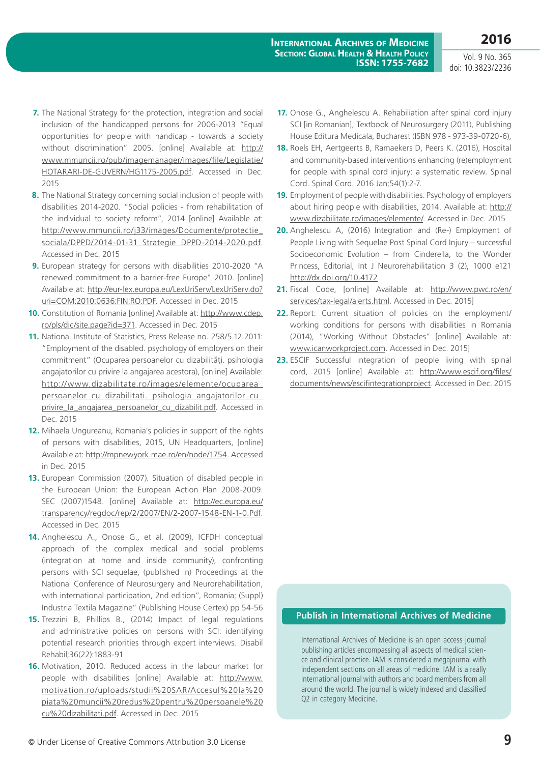7. The National Strategy for the protection, integration and social inclusion of the handicapped persons for 2006-2013 "Equal opportunities for people with handicap - towards a society without discrimination" 2005. [online] Available at: http://www.mmuncii.ro/pub/imagemanager/images/file/Legislatie/HOTARARI-DE-GUVERN/HG1175-2005.pdf. Accessed in Dec. 2015
8. The National Strategy concerning social inclusion of people with disabilities 2014-2020. "Social policies - from rehabilitation of the individual to society reform", 2014 [online] Available at: http://www.mmuncii.ro/j33/images/Documente/protectie_sociala/DPPD/2014-01-31_Strategie_DPPD-2014-2020.pdf. Accessed in Dec. 2015
9. European strategy for persons with disabilities 2010-2020 "A renewed commitment to a barrier-free Europe" 2010. [online] Available at: http://eur-lex.europa.eu/LexUriServ/LexUriServ.do?uri=COM:2010:0636:FIN:RO:PDF. Accessed in Dec. 2015
10. Constitution of Romania [online] Available at: http://www.cdep.ro/pls/dic/site.page?id=371. Accessed in Dec. 2015
11. National Institute of Statistics, Press Release no. 258/5.12.2011: "Employment of the disabled. psychology of employers on their commitment" (Ocuparea persoanelor cu dizabilități. psihologia angajatorilor cu privire la angajarea acestora), [online] Available: http://www.dizabilitate.ro/images/elemente/ocuparea_persoanelor_cu_dizabilitati._psihologia_angajatorilor_cu_privire_la_angajarea_persoanelor_cu_dizabilit.pdf. Accessed in Dec. 2015
12. Mihaela Ungureanu, Romania's policies in support of the rights of persons with disabilities, 2015, UN Headquarters, [online] Available at: http://mpnewyork.mae.ro/en/node/1754. Accessed in Dec. 2015
13. European Commission (2007). Situation of disabled people in the European Union: the European Action Plan 2008-2009. SEC (2007)1548. [online] Available at: http://ec.europa.eu/transparency/regdoc/rep/2/2007/EN/2-2007-1548-EN-1-0.Pdf. Accessed in Dec. 2015
14. Anghelescu A., Onose G., et al. (2009), ICFDH conceptual approach of the complex medical and social problems (integration at home and inside community), confronting persons with SCI sequelae, (published in) Proceedings at the National Conference of Neurosurgery and Neurorehabilitation, with international participation, 2nd edition", Romania; (Suppl) Industria Textila Magazine" (Publishing House Certex) pp 54-56
15. Trezzini B, Phillips B., (2014) Impact of legal regulations and administrative policies on persons with SCI: identifying potential research priorities through expert interviews. Disabil Rehabil;36(22):1883-91
16. Motivation, 2010. Reduced access in the labour market for people with disabilities [online] Available at: http://www.motivation.ro/uploads/studii%20SAR/Accesul%20la%20piata%20muncii%20redus%20pentru%20persoanele%20cu%20dizabilitati.pdf. Accessed in Dec. 2015
17. Onose G., Anghelescu A. Rehabiliation after spinal cord injury SCI [in Romanian], Textbook of Neurosurgery (2011), Publishing House Editura Medicala, Bucharest (ISBN 978 - 973-39-0720-6),
18. Roels EH, Aertgeerts B, Ramaekers D, Peers K. (2016), Hospital and community-based interventions enhancing (re)employment for people with spinal cord injury: a systematic review. Spinal Cord. Spinal Cord. 2016 Jan;54(1):2-7.
19. Employment of people with disabilities. Psychology of employers about hiring people with disabilities, 2014. Available at: http://www.dizabilitate.ro/images/elemente/. Accessed in Dec. 2015
20. Anghelescu A, (2016) Integration and (Re-) Employment of People Living with Sequelae Post Spinal Cord Injury – successful Socioeconomic Evolution – from Cinderella, to the Wonder Princess, Editorial, Int J Neurorehabilitation 3 (2), 1000 e121 http://dx.doi.org/10.4172
21. Fiscal Code, [online] Available at: http://www.pwc.ro/en/services/tax-legal/alerts.html. Accessed in Dec. 2015]
22. Report: Current situation of policies on the employment/working conditions for persons with disabilities in Romania (2014), "Working Without Obstacles" [online] Available at: www.icanworkproject.com. Accessed in Dec. 2015]
23. ESCIF Successful integration of people living with spinal cord, 2015 [online] Available at: http://www.escif.org/files/documents/news/escifintegrationproject. Accessed in Dec. 2015

**Publish in International Archives of Medicine**

International Archives of Medicine is an open access journal publishing articles encompassing all aspects of medical science and clinical practice. IAM is considered a megajournal with independent sections on all areas of medicine. IAM is a really international journal with authors and board members from all around the world. The journal is widely indexed and classified Q2 in category Medicine.